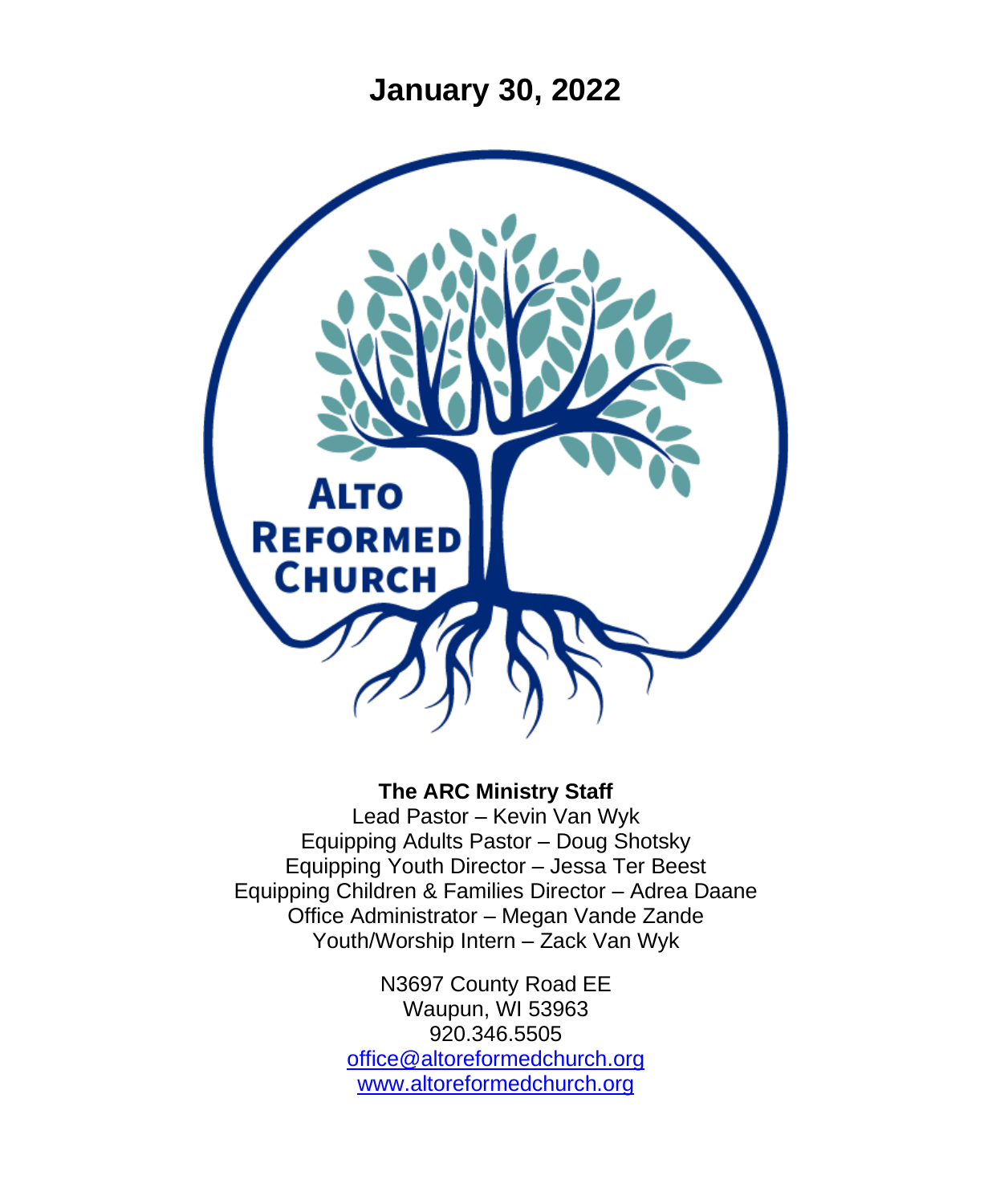# January 30, 2022

ALTO REFORMED CHURCH

**The ARC Ministry Staff**

Lead Pastor – Kevin Van Wyk
Equipping Adults Pastor – Doug Shotsky
Equipping Youth Director – Jessa Ter Beest
Equipping Children & Families Director – Adrea Daane
Office Administrator – Megan Vande Zande
Youth/Worship Intern – Zack Van Wyk

N3697 County Road EE
Waupun, WI 53963
920.346.5505
office@altoreformedchurch.org
www.altoreformedchurch.org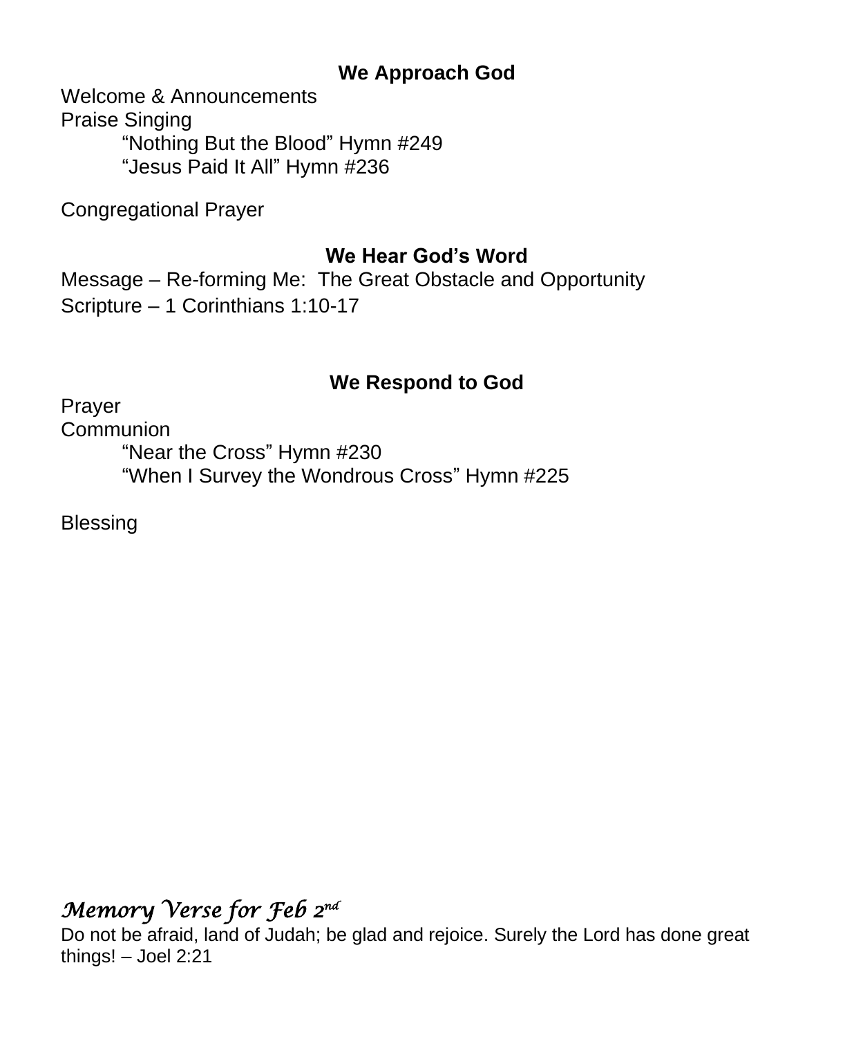**We Approach God**

Welcome & Announcements
Praise Singing
    "Nothing But the Blood" Hymn #249
    "Jesus Paid It All" Hymn #236

Congregational Prayer

**We Hear God's Word**

Message – Re-forming Me: The Great Obstacle and Opportunity
Scripture – 1 Corinthians 1:10-17

**We Respond to God**

Prayer
Communion
    "Near the Cross" Hymn #230
    "When I Survey the Wondrous Cross" Hymn #225

Blessing

***Memory Verse for Feb 2nd***

Do not be afraid, land of Judah; be glad and rejoice. Surely the Lord has done great things! – Joel 2:21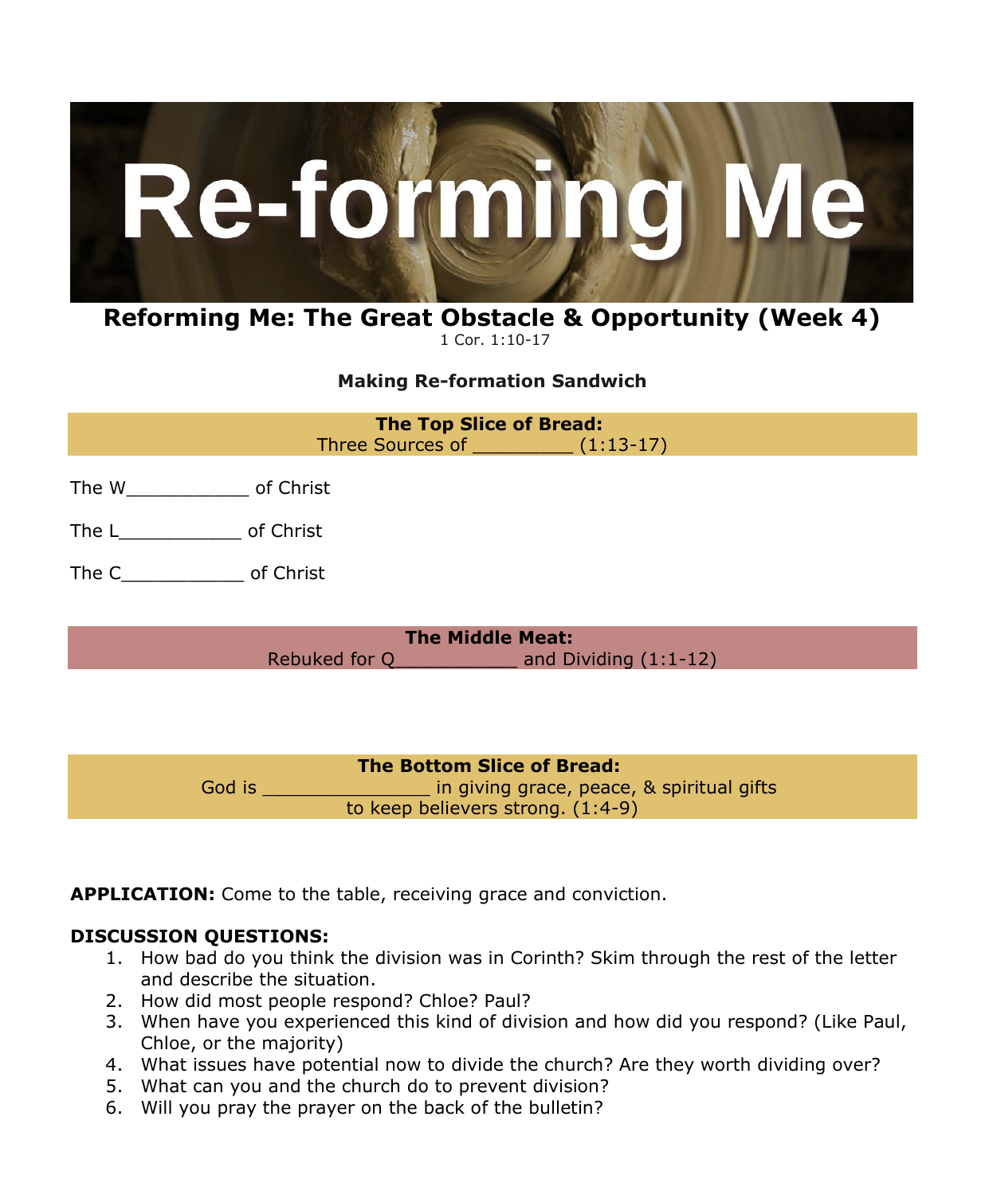# Re-forming Me

## Reforming Me: The Great Obstacle & Opportunity (Week 4)

1 Cor. 1:10-17

### Making Re-formation Sandwich

**The Top Slice of Bread:**
Three Sources of _________ (1:13-17)

The W___________ of Christ

The L___________ of Christ

The C___________ of Christ

**The Middle Meat:**
Rebuked for Q___________ and Dividing (1:1-12)

**The Bottom Slice of Bread:**
God is _______________ in giving grace, peace, & spiritual gifts to keep believers strong. (1:4-9)

**APPLICATION:** Come to the table, receiving grace and conviction.

**DISCUSSION QUESTIONS:**

1. How bad do you think the division was in Corinth? Skim through the rest of the letter and describe the situation.
2. How did most people respond? Chloe? Paul?
3. When have you experienced this kind of division and how did you respond? (Like Paul, Chloe, or the majority)
4. What issues have potential now to divide the church? Are they worth dividing over?
5. What can you and the church do to prevent division?
6. Will you pray the prayer on the back of the bulletin?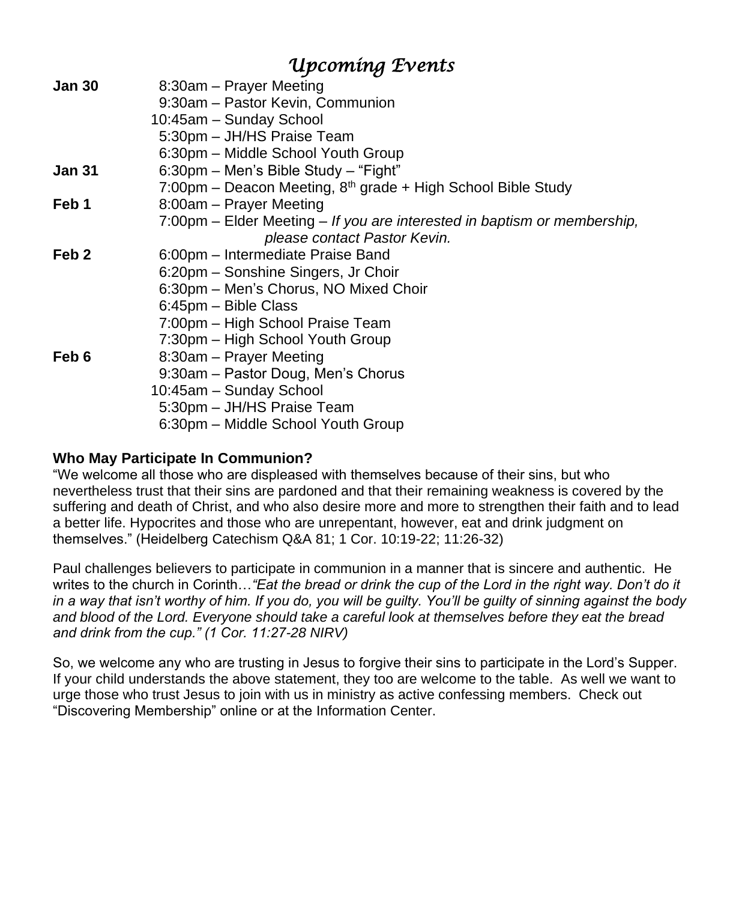# *Upcoming Events*

**Jan 30**
- 8:30am – Prayer Meeting
- 9:30am – Pastor Kevin, Communion
- 10:45am – Sunday School
- 5:30pm – JH/HS Praise Team
- 6:30pm – Middle School Youth Group

**Jan 31**
- 6:30pm – Men's Bible Study – "Fight"
- 7:00pm – Deacon Meeting, 8th grade + High School Bible Study

**Feb 1**
- 8:00am – Prayer Meeting
- 7:00pm – Elder Meeting – *If you are interested in baptism or membership, please contact Pastor Kevin.*

**Feb 2**
- 6:00pm – Intermediate Praise Band
- 6:20pm – Sonshine Singers, Jr Choir
- 6:30pm – Men's Chorus, NO Mixed Choir
- 6:45pm – Bible Class
- 7:00pm – High School Praise Team
- 7:30pm – High School Youth Group

**Feb 6**
- 8:30am – Prayer Meeting
- 9:30am – Pastor Doug, Men's Chorus
- 10:45am – Sunday School
- 5:30pm – JH/HS Praise Team
- 6:30pm – Middle School Youth Group

**Who May Participate In Communion?**

"We welcome all those who are displeased with themselves because of their sins, but who nevertheless trust that their sins are pardoned and that their remaining weakness is covered by the suffering and death of Christ, and who also desire more and more to strengthen their faith and to lead a better life. Hypocrites and those who are unrepentant, however, eat and drink judgment on themselves." (Heidelberg Catechism Q&A 81; 1 Cor. 10:19-22; 11:26-32)

Paul challenges believers to participate in communion in a manner that is sincere and authentic. He writes to the church in Corinth…*"Eat the bread or drink the cup of the Lord in the right way. Don't do it in a way that isn't worthy of him. If you do, you will be guilty. You'll be guilty of sinning against the body and blood of the Lord. Everyone should take a careful look at themselves before they eat the bread and drink from the cup." (1 Cor. 11:27-28 NIRV)*

So, we welcome any who are trusting in Jesus to forgive their sins to participate in the Lord's Supper. If your child understands the above statement, they too are welcome to the table. As well we want to urge those who trust Jesus to join with us in ministry as active confessing members. Check out "Discovering Membership" online or at the Information Center.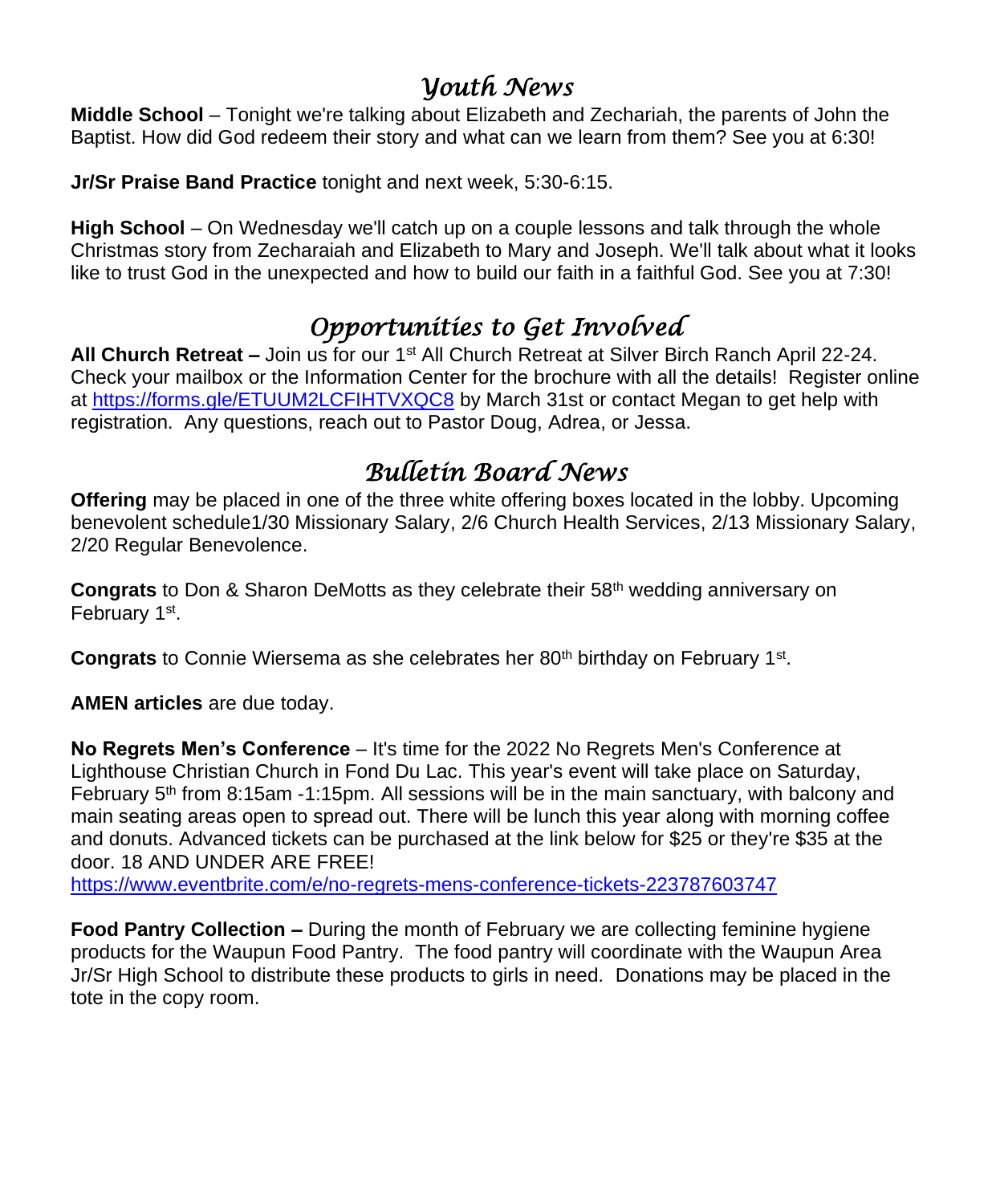## *Youth News*

**Middle School** – Tonight we're talking about Elizabeth and Zechariah, the parents of John the Baptist. How did God redeem their story and what can we learn from them? See you at 6:30!

**Jr/Sr Praise Band Practice** tonight and next week, 5:30-6:15.

**High School** – On Wednesday we'll catch up on a couple lessons and talk through the whole Christmas story from Zecharaiah and Elizabeth to Mary and Joseph. We'll talk about what it looks like to trust God in the unexpected and how to build our faith in a faithful God. See you at 7:30!

## *Opportunities to Get Involved*

**All Church Retreat –** Join us for our 1st All Church Retreat at Silver Birch Ranch April 22-24. Check your mailbox or the Information Center for the brochure with all the details! Register online at https://forms.gle/ETUUM2LCFIHTVXQC8 by March 31st or contact Megan to get help with registration. Any questions, reach out to Pastor Doug, Adrea, or Jessa.

## *Bulletin Board News*

**Offering** may be placed in one of the three white offering boxes located in the lobby. Upcoming benevolent schedule1/30 Missionary Salary, 2/6 Church Health Services, 2/13 Missionary Salary, 2/20 Regular Benevolence.

**Congrats** to Don & Sharon DeMotts as they celebrate their 58th wedding anniversary on February 1st.

**Congrats** to Connie Wiersema as she celebrates her 80th birthday on February 1st.

**AMEN articles** are due today.

**No Regrets Men's Conference** – It's time for the 2022 No Regrets Men's Conference at Lighthouse Christian Church in Fond Du Lac. This year's event will take place on Saturday, February 5th from 8:15am -1:15pm. All sessions will be in the main sanctuary, with balcony and main seating areas open to spread out. There will be lunch this year along with morning coffee and donuts. Advanced tickets can be purchased at the link below for $25 or they're $35 at the door. 18 AND UNDER ARE FREE!
https://www.eventbrite.com/e/no-regrets-mens-conference-tickets-223787603747

**Food Pantry Collection –** During the month of February we are collecting feminine hygiene products for the Waupun Food Pantry. The food pantry will coordinate with the Waupun Area Jr/Sr High School to distribute these products to girls in need. Donations may be placed in the tote in the copy room.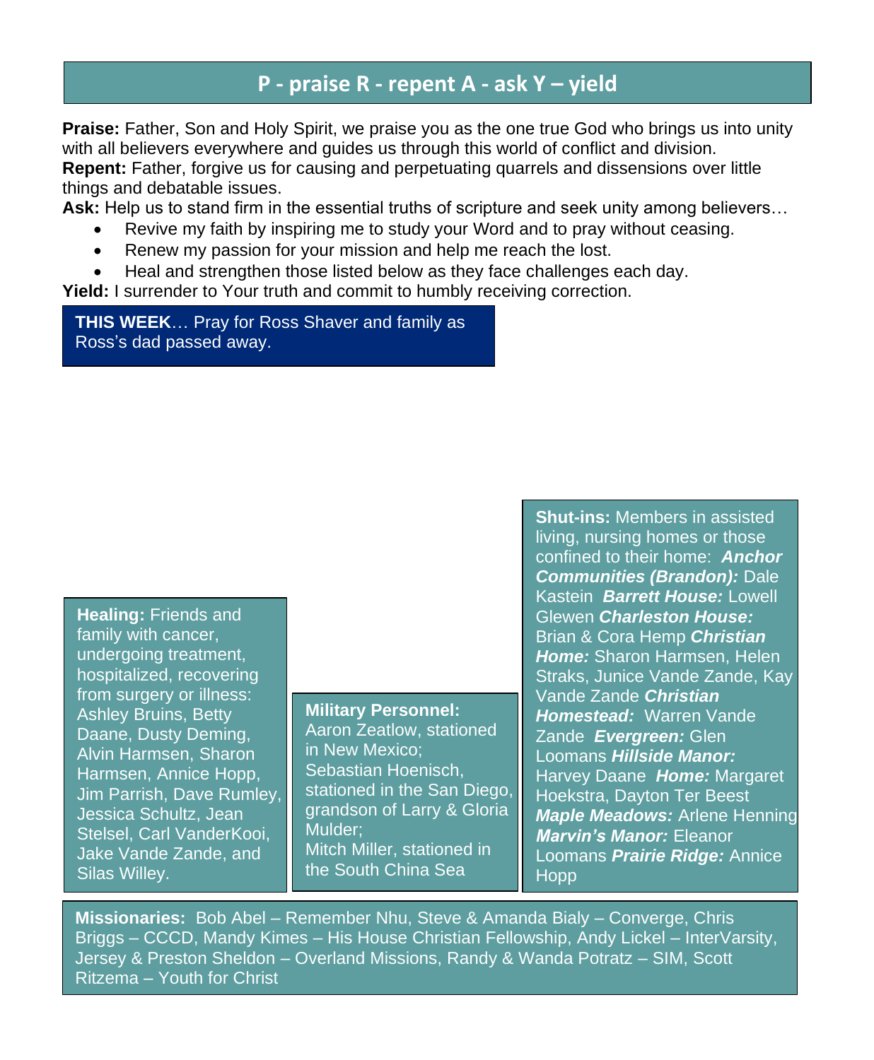## P - praise R - repent A - ask Y – yield

**Praise:** Father, Son and Holy Spirit, we praise you as the one true God who brings us into unity with all believers everywhere and guides us through this world of conflict and division.
**Repent:** Father, forgive us for causing and perpetuating quarrels and dissensions over little things and debatable issues.
**Ask:** Help us to stand firm in the essential truths of scripture and seek unity among believers…

- Revive my faith by inspiring me to study your Word and to pray without ceasing.
- Renew my passion for your mission and help me reach the lost.
- Heal and strengthen those listed below as they face challenges each day.

**Yield:** I surrender to Your truth and commit to humbly receiving correction.

**THIS WEEK**… Pray for Ross Shaver and family as Ross's dad passed away.

**Healing:** Friends and family with cancer, undergoing treatment, hospitalized, recovering from surgery or illness: Ashley Bruins, Betty Daane, Dusty Deming, Alvin Harmsen, Sharon Harmsen, Annice Hopp, Jim Parrish, Dave Rumley, Jessica Schultz, Jean Stelsel, Carl VanderKooi, Jake Vande Zande, and Silas Willey.

**Military Personnel:** Aaron Zeatlow, stationed in New Mexico; Sebastian Hoenisch, stationed in the San Diego, grandson of Larry & Gloria Mulder; Mitch Miller, stationed in the South China Sea

**Shut-ins:** Members in assisted living, nursing homes or those confined to their home: ***Anchor Communities (Brandon):*** Dale Kastein ***Barrett House:*** Lowell Glewen ***Charleston House:*** Brian & Cora Hemp ***Christian Home:*** Sharon Harmsen, Helen Straks, Junice Vande Zande, Kay Vande Zande ***Christian Homestead:*** Warren Vande Zande ***Evergreen:*** Glen Loomans ***Hillside Manor:*** Harvey Daane ***Home:*** Margaret Hoekstra, Dayton Ter Beest ***Maple Meadows:*** Arlene Henning ***Marvin's Manor:*** Eleanor Loomans ***Prairie Ridge:*** Annice Hopp

**Missionaries:** Bob Abel – Remember Nhu, Steve & Amanda Bialy – Converge, Chris Briggs – CCCD, Mandy Kimes – His House Christian Fellowship, Andy Lickel – InterVarsity, Jersey & Preston Sheldon – Overland Missions, Randy & Wanda Potratz – SIM, Scott Ritzema – Youth for Christ